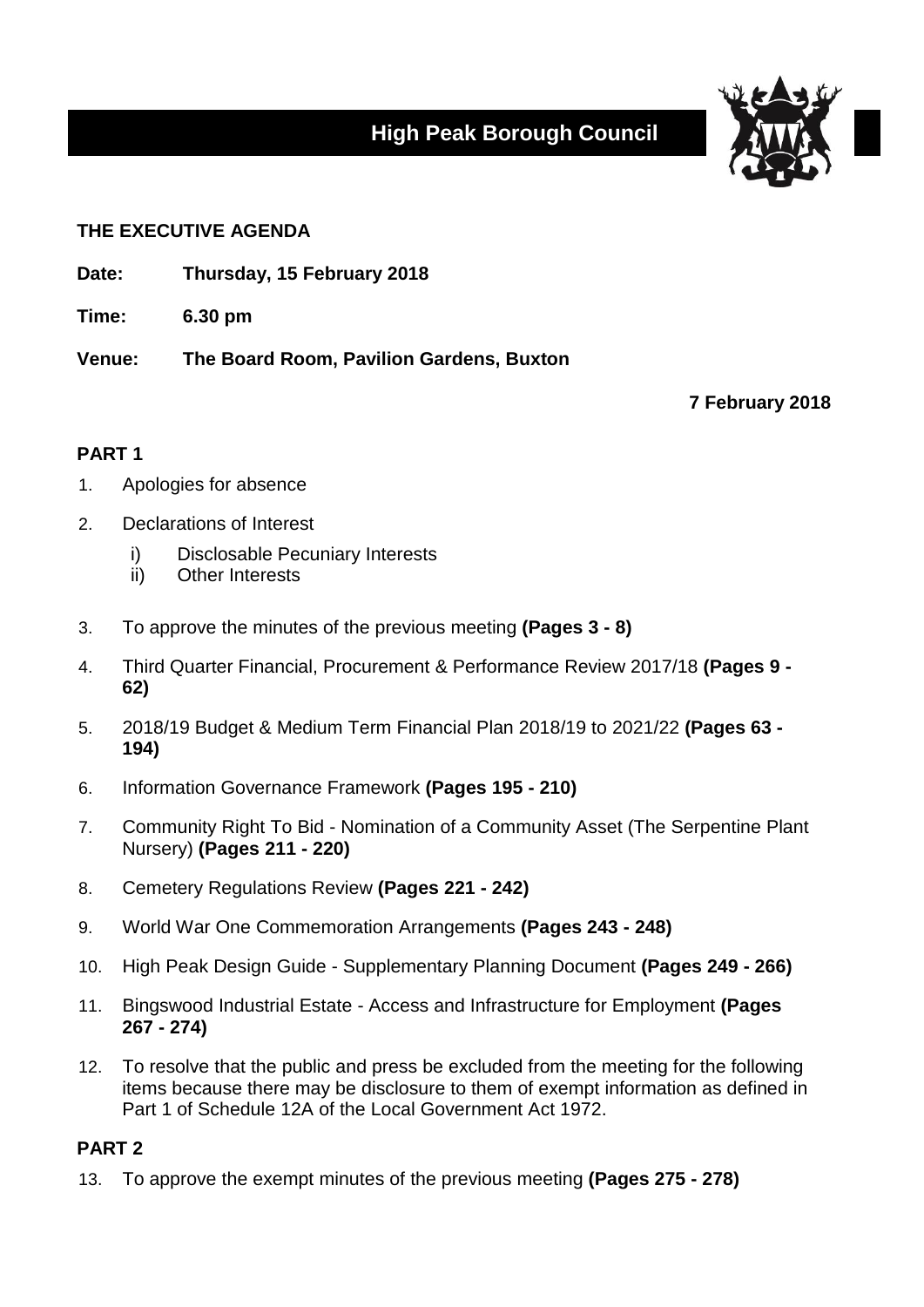# High Peak Borough Council

## THE EXECUTIVE AGENDA

**Date:** **Thursday, 15 February 2018**

**Time:** **6.30 pm**

**Venue:** **The Board Room, Pavilion Gardens, Buxton**

**7 February 2018**

## PART 1

1. Apologies for absence

2. Declarations of Interest
   i) Disclosable Pecuniary Interests
   ii) Other Interests

3. To approve the minutes of the previous meeting **(Pages 3 - 8)**

4. Third Quarter Financial, Procurement & Performance Review 2017/18 **(Pages 9 - 62)**

5. 2018/19 Budget & Medium Term Financial Plan 2018/19 to 2021/22 **(Pages 63 - 194)**

6. Information Governance Framework **(Pages 195 - 210)**

7. Community Right To Bid - Nomination of a Community Asset (The Serpentine Plant Nursery) **(Pages 211 - 220)**

8. Cemetery Regulations Review **(Pages 221 - 242)**

9. World War One Commemoration Arrangements **(Pages 243 - 248)**

10. High Peak Design Guide - Supplementary Planning Document **(Pages 249 - 266)**

11. Bingswood Industrial Estate - Access and Infrastructure for Employment **(Pages 267 - 274)**

12. To resolve that the public and press be excluded from the meeting for the following items because there may be disclosure to them of exempt information as defined in Part 1 of Schedule 12A of the Local Government Act 1972.

## PART 2

13. To approve the exempt minutes of the previous meeting **(Pages 275 - 278)**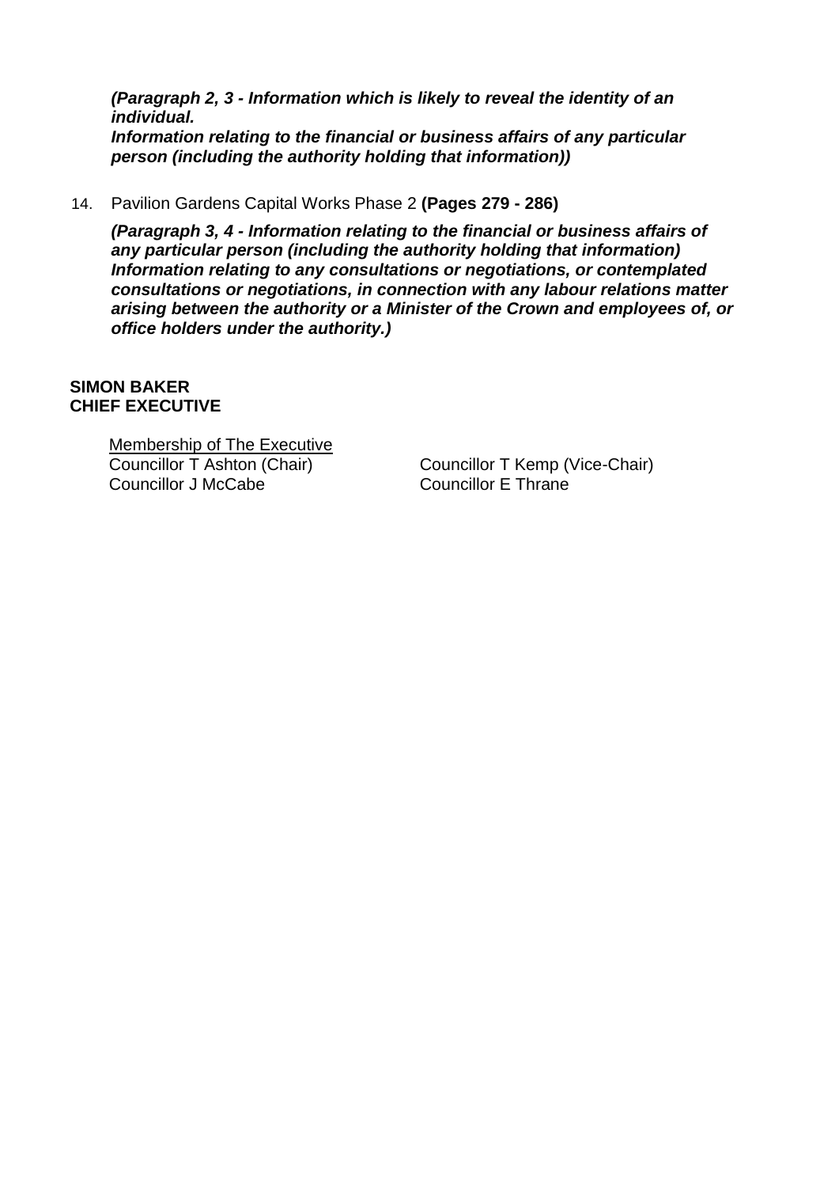***(Paragraph 2, 3 - Information which is likely to reveal the identity of an individual.***
***Information relating to the financial or business affairs of any particular person (including the authority holding that information))***

14. Pavilion Gardens Capital Works Phase 2 **(Pages 279 - 286)**

    ***(Paragraph 3, 4 - Information relating to the financial or business affairs of any particular person (including the authority holding that information) Information relating to any consultations or negotiations, or contemplated consultations or negotiations, in connection with any labour relations matter arising between the authority or a Minister of the Crown and employees of, or office holders under the authority.)***

**SIMON BAKER**
**CHIEF EXECUTIVE**

Membership of The Executive

Councillor T Ashton (Chair)
Councillor T Kemp (Vice-Chair)
Councillor J McCabe
Councillor E Thrane